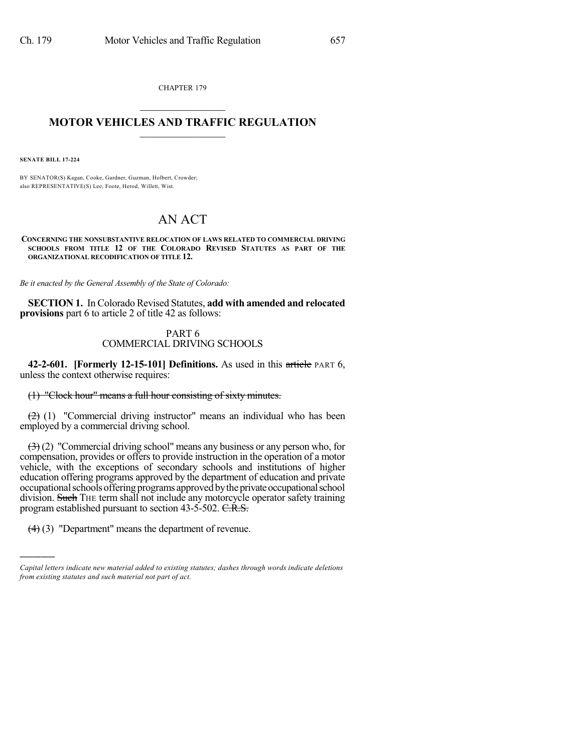CHAPTER 179

# MOTOR VEHICLES AND TRAFFIC REGULATION

**SENATE BILL 17-224**

BY SENATOR(S) Kagan, Cooke, Gardner, Guzman, Holbert, Crowder;
also REPRESENTATIVE(S) Lee, Foote, Herod, Willett, Wist.

# AN ACT

**CONCERNING THE NONSUBSTANTIVE RELOCATION OF LAWS RELATED TO COMMERCIAL DRIVING SCHOOLS FROM TITLE 12 OF THE COLORADO REVISED STATUTES AS PART OF THE ORGANIZATIONAL RECODIFICATION OF TITLE 12.**

*Be it enacted by the General Assembly of the State of Colorado:*

**SECTION 1.** In Colorado Revised Statutes, **add with amended and relocated provisions** part 6 to article 2 of title 42 as follows:

PART 6
COMMERCIAL DRIVING SCHOOLS

**42-2-601. [Formerly 12-15-101] Definitions.** As used in this ~~article~~ PART 6, unless the context otherwise requires:

~~(1) "Clock hour" means a full hour consisting of sixty minutes.~~

~~(2)~~ (1) "Commercial driving instructor" means an individual who has been employed by a commercial driving school.

~~(3)~~ (2) "Commercial driving school" means any business or any person who, for compensation, provides or offers to provide instruction in the operation of a motor vehicle, with the exceptions of secondary schools and institutions of higher education offering programs approved by the department of education and private occupational schools offering programs approved by the private occupational school division. ~~Such~~ THE term shall not include any motorcycle operator safety training program established pursuant to section 43-5-502. ~~C.R.S.~~

~~(4)~~ (3) "Department" means the department of revenue.

---

*Capital letters indicate new material added to existing statutes; dashes through words indicate deletions from existing statutes and such material not part of act.*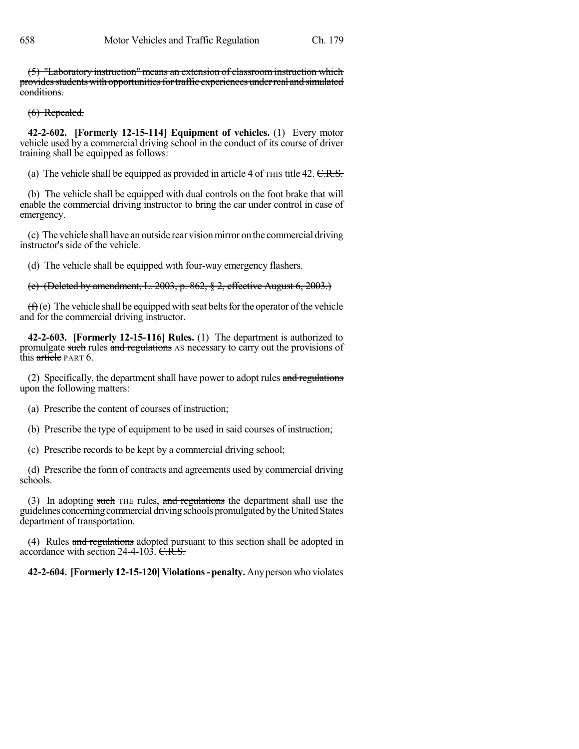(5) "Laboratory instruction" means an extension of classroom instruction which provides students with opportunities for traffic experiences under real and simulated conditions.

(6) Repealed.

**42-2-602. [Formerly 12-15-114] Equipment of vehicles.** (1) Every motor vehicle used by a commercial driving school in the conduct of its course of driver training shall be equipped as follows:

(a) The vehicle shall be equipped as provided in article 4 of THIS title 42. C.R.S.

(b) The vehicle shall be equipped with dual controls on the foot brake that will enable the commercial driving instructor to bring the car under control in case of emergency.

(c) The vehicle shall have an outside rear vision mirror on the commercial driving instructor's side of the vehicle.

(d) The vehicle shall be equipped with four-way emergency flashers.

(e) (Deleted by amendment, L. 2003, p. 862, § 2, effective August 6, 2003.)

(f) (e) The vehicle shall be equipped with seat belts for the operator of the vehicle and for the commercial driving instructor.

**42-2-603. [Formerly 12-15-116] Rules.** (1) The department is authorized to promulgate such rules and regulations AS necessary to carry out the provisions of this article PART 6.

(2) Specifically, the department shall have power to adopt rules and regulations upon the following matters:

(a) Prescribe the content of courses of instruction;

(b) Prescribe the type of equipment to be used in said courses of instruction;

(c) Prescribe records to be kept by a commercial driving school;

(d) Prescribe the form of contracts and agreements used by commercial driving schools.

(3) In adopting such THE rules, and regulations the department shall use the guidelines concerning commercial driving schools promulgated by the United States department of transportation.

(4) Rules and regulations adopted pursuant to this section shall be adopted in accordance with section 24-4-103. C.R.S.

**42-2-604. [Formerly 12-15-120] Violations - penalty.** Any person who violates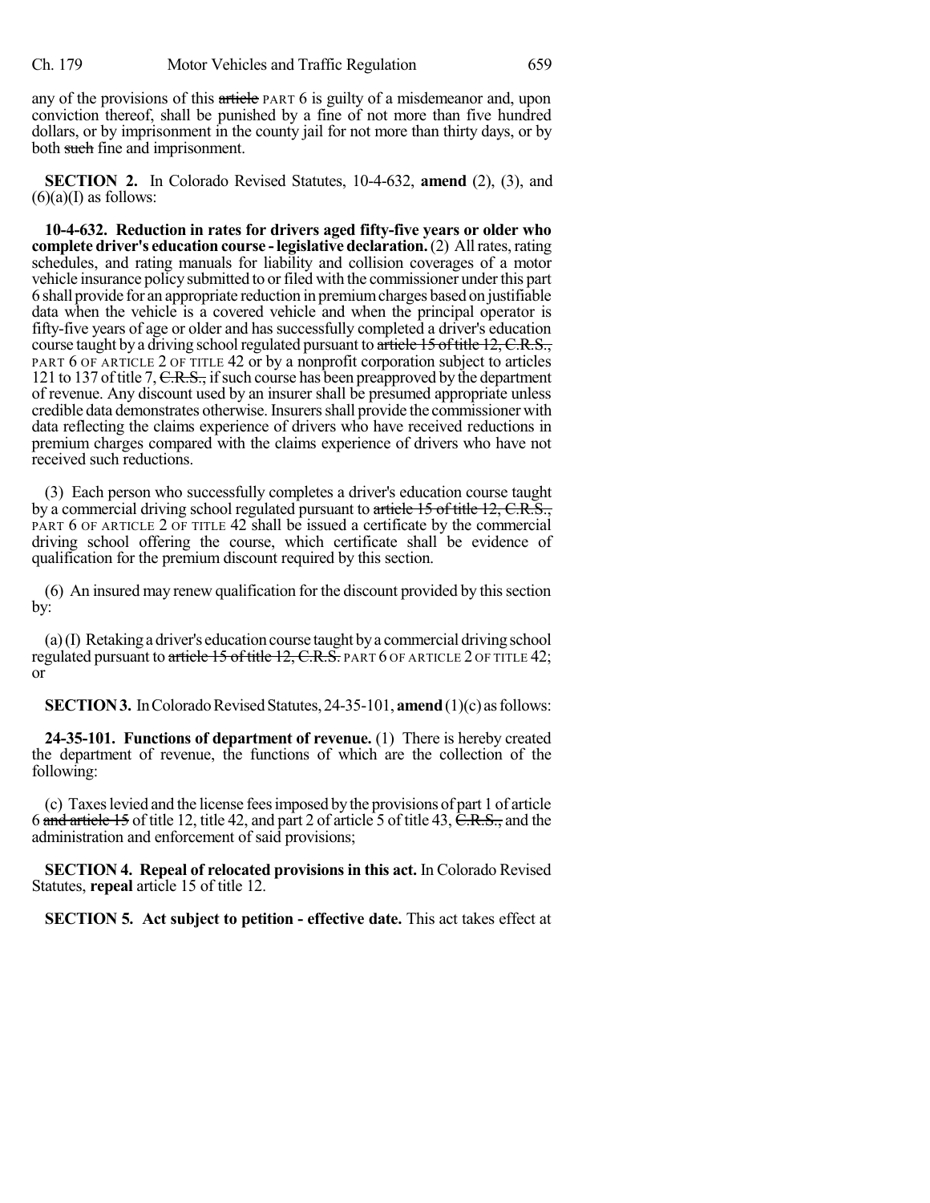any of the provisions of this ~~article~~ PART 6 is guilty of a misdemeanor and, upon conviction thereof, shall be punished by a fine of not more than five hundred dollars, or by imprisonment in the county jail for not more than thirty days, or by both ~~such~~ fine and imprisonment.

**SECTION 2.** In Colorado Revised Statutes, 10-4-632, **amend** (2), (3), and (6)(a)(I) as follows:

**10-4-632. Reduction in rates for drivers aged fifty-five years or older who complete driver's education course - legislative declaration.** (2) All rates, rating schedules, and rating manuals for liability and collision coverages of a motor vehicle insurance policy submitted to or filed with the commissioner under this part 6 shall provide for an appropriate reduction in premium charges based on justifiable data when the vehicle is a covered vehicle and when the principal operator is fifty-five years of age or older and has successfully completed a driver's education course taught by a driving school regulated pursuant to ~~article 15 of title 12, C.R.S.,~~ PART 6 OF ARTICLE 2 OF TITLE 42 or by a nonprofit corporation subject to articles 121 to 137 of title 7, ~~C.R.S.,~~ if such course has been preapproved by the department of revenue. Any discount used by an insurer shall be presumed appropriate unless credible data demonstrates otherwise. Insurers shall provide the commissioner with data reflecting the claims experience of drivers who have received reductions in premium charges compared with the claims experience of drivers who have not received such reductions.

(3) Each person who successfully completes a driver's education course taught by a commercial driving school regulated pursuant to ~~article 15 of title 12, C.R.S.,~~ PART 6 OF ARTICLE 2 OF TITLE 42 shall be issued a certificate by the commercial driving school offering the course, which certificate shall be evidence of qualification for the premium discount required by this section.

(6) An insured may renew qualification for the discount provided by this section by:

(a)(I) Retaking a driver's education course taught by a commercial driving school regulated pursuant to ~~article 15 of title 12, C.R.S.~~ PART 6 OF ARTICLE 2 OF TITLE 42; or

**SECTION 3.** In Colorado Revised Statutes, 24-35-101, **amend** (1)(c) as follows:

**24-35-101. Functions of department of revenue.** (1) There is hereby created the department of revenue, the functions of which are the collection of the following:

(c) Taxes levied and the license fees imposed by the provisions of part 1 of article 6 ~~and article 15~~ of title 12, title 42, and part 2 of article 5 of title 43, ~~C.R.S.,~~ and the administration and enforcement of said provisions;

**SECTION 4. Repeal of relocated provisions in this act.** In Colorado Revised Statutes, **repeal** article 15 of title 12.

**SECTION 5. Act subject to petition - effective date.** This act takes effect at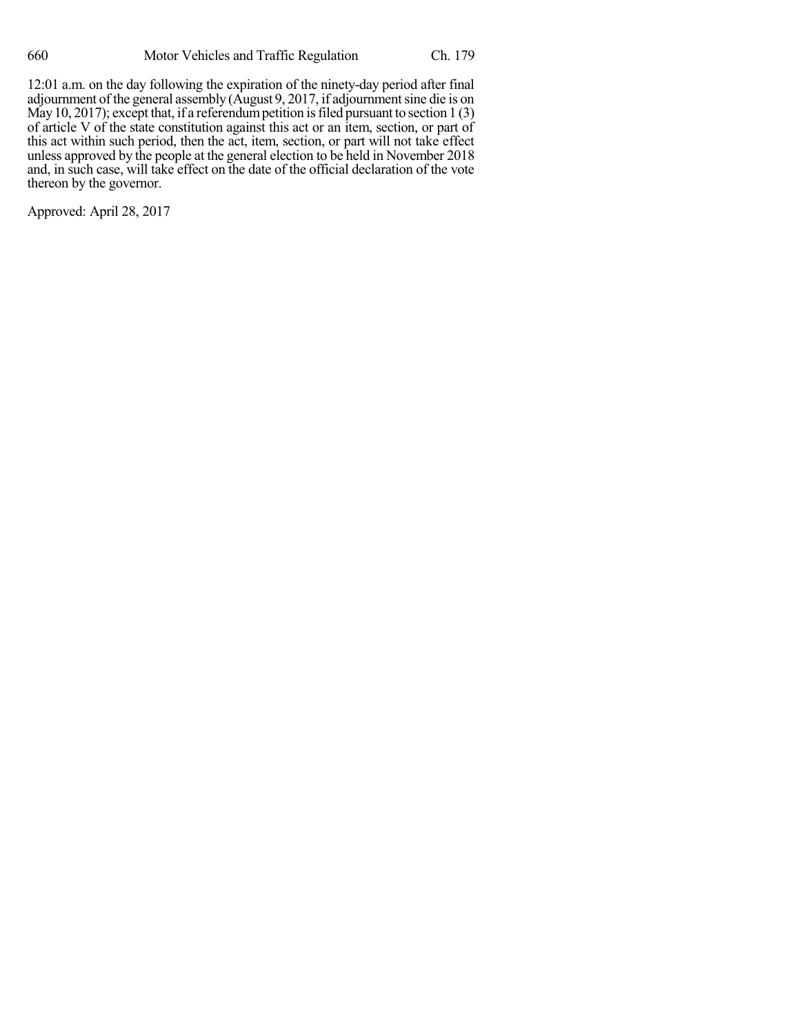12:01 a.m. on the day following the expiration of the ninety-day period after final adjournment of the general assembly (August 9, 2017, if adjournment sine die is on May 10, 2017); except that, if a referendum petition is filed pursuant to section 1 (3) of article V of the state constitution against this act or an item, section, or part of this act within such period, then the act, item, section, or part will not take effect unless approved by the people at the general election to be held in November 2018 and, in such case, will take effect on the date of the official declaration of the vote thereon by the governor.

Approved: April 28, 2017